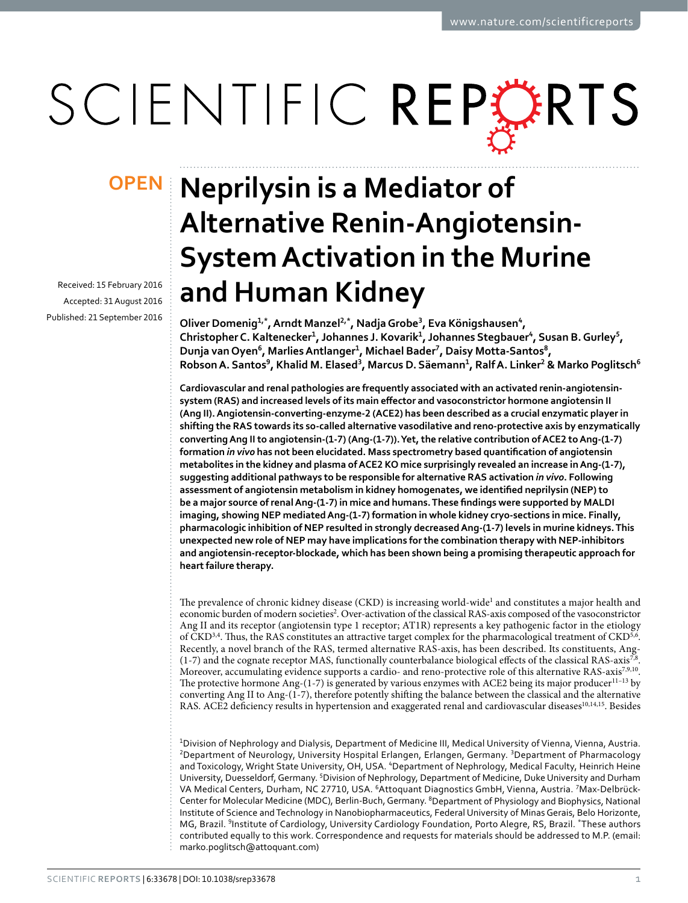OPEN

# Neprilysin is a Mediator of Alternative Renin-Angiotensin-System Activation in the Murine and Human Kidney

Received: 15 February 2016

Accepted: 31 August 2016

Published: 21 September 2016

**Oliver Domenig[1,*], Arndt Manzel[2,*], Nadja Grobe[3], Eva Königshausen[4], Christopher C. Kaltenecker[1], Johannes J. Kovarik[1], Johannes Stegbauer[4], Susan B. Gurley[5], Dunja van Oyen[6], Marlies Antlanger[1], Michael Bader[7], Daisy Motta-Santos[8], Robson A. Santos[9], Khalid M. Elased[3], Marcus D. Säemann[1], Ralf A. Linker[2] & Marko Poglitsch[6]**

**Cardiovascular and renal pathologies are frequently associated with an activated renin-angiotensin-system (RAS) and increased levels of its main effector and vasoconstrictor hormone angiotensin II (Ang II). Angiotensin-converting-enzyme-2 (ACE2) has been described as a crucial enzymatic player in shifting the RAS towards its so-called alternative vasodilative and reno-protective axis by enzymatically converting Ang II to angiotensin-(1-7) (Ang-(1-7)). Yet, the relative contribution of ACE2 to Ang-(1-7) formation *in vivo* has not been elucidated. Mass spectrometry based quantification of angiotensin metabolites in the kidney and plasma of ACE2 KO mice surprisingly revealed an increase in Ang-(1-7), suggesting additional pathways to be responsible for alternative RAS activation *in vivo*. Following assessment of angiotensin metabolism in kidney homogenates, we identified neprilysin (NEP) to be a major source of renal Ang-(1-7) in mice and humans. These findings were supported by MALDI imaging, showing NEP mediated Ang-(1-7) formation in whole kidney cryo-sections in mice. Finally, pharmacologic inhibition of NEP resulted in strongly decreased Ang-(1-7) levels in murine kidneys. This unexpected new role of NEP may have implications for the combination therapy with NEP-inhibitors and angiotensin-receptor-blockade, which has been shown being a promising therapeutic approach for heart failure therapy.**

The prevalence of chronic kidney disease (CKD) is increasing world-wide[1] and constitutes a major health and economic burden of modern societies[2]. Over-activation of the classical RAS-axis composed of the vasoconstrictor Ang II and its receptor (angiotensin type 1 receptor; AT1R) represents a key pathogenic factor in the etiology of CKD[3,4]. Thus, the RAS constitutes an attractive target complex for the pharmacological treatment of CKD[5,6]. Recently, a novel branch of the RAS, termed alternative RAS-axis, has been described. Its constituents, Ang-(1-7) and the cognate receptor MAS, functionally counterbalance biological effects of the classical RAS-axis[7,8]. Moreover, accumulating evidence supports a cardio- and reno-protective role of this alternative RAS-axis[7,9,10]. The protective hormone Ang-(1-7) is generated by various enzymes with ACE2 being its major producer[11–13] by converting Ang II to Ang-(1-7), therefore potentially shifting the balance between the classical and the alternative RAS. ACE2 deficiency results in hypertension and exaggerated renal and cardiovascular diseases[10,14,15]. Besides

[1]Division of Nephrology and Dialysis, Department of Medicine III, Medical University of Vienna, Vienna, Austria. [2]Department of Neurology, University Hospital Erlangen, Erlangen, Germany. [3]Department of Pharmacology and Toxicology, Wright State University, OH, USA. [4]Department of Nephrology, Medical Faculty, Heinrich Heine University, Duesseldorf, Germany. [5]Division of Nephrology, Department of Medicine, Duke University and Durham VA Medical Centers, Durham, NC 27710, USA. [6]Attoquant Diagnostics GmbH, Vienna, Austria. [7]Max-Delbrück-Center for Molecular Medicine (MDC), Berlin-Buch, Germany. [8]Department of Physiology and Biophysics, National Institute of Science and Technology in Nanobiopharmaceutics, Federal University of Minas Gerais, Belo Horizonte, MG, Brazil. [9]Institute of Cardiology, University Cardiology Foundation, Porto Alegre, RS, Brazil. *These authors contributed equally to this work. Correspondence and requests for materials should be addressed to M.P. (email: marko.poglitsch@attoquant.com)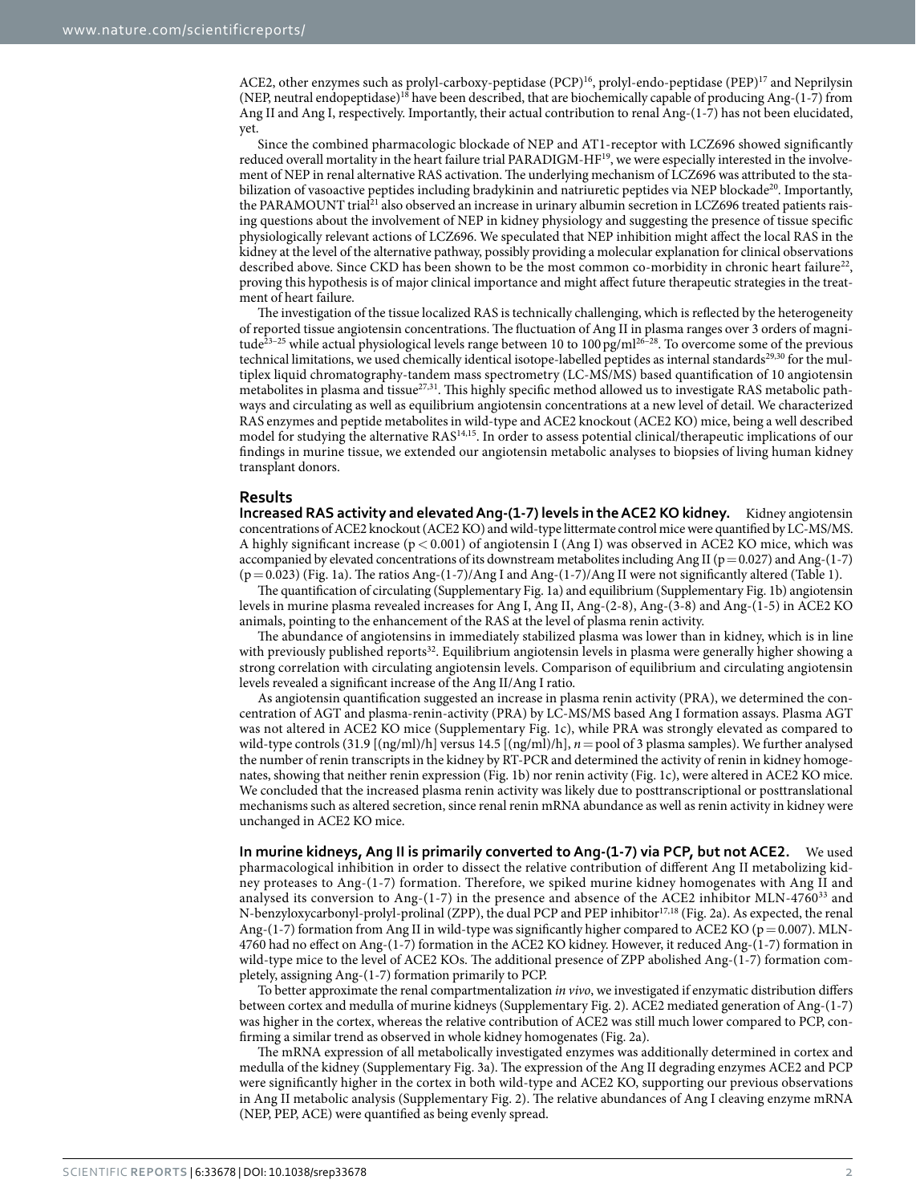ACE2, other enzymes such as prolyl-carboxy-peptidase (PCP)[16], prolyl-endo-peptidase (PEP)[17] and Neprilysin (NEP, neutral endopeptidase)[18] have been described, that are biochemically capable of producing Ang-(1-7) from Ang II and Ang I, respectively. Importantly, their actual contribution to renal Ang-(1-7) has not been elucidated, yet.

Since the combined pharmacologic blockade of NEP and AT1-receptor with LCZ696 showed significantly reduced overall mortality in the heart failure trial PARADIGM-HF[19], we were especially interested in the involvement of NEP in renal alternative RAS activation. The underlying mechanism of LCZ696 was attributed to the stabilization of vasoactive peptides including bradykinin and natriuretic peptides via NEP blockade[20]. Importantly, the PARAMOUNT trial[21] also observed an increase in urinary albumin secretion in LCZ696 treated patients raising questions about the involvement of NEP in kidney physiology and suggesting the presence of tissue specific physiologically relevant actions of LCZ696. We speculated that NEP inhibition might affect the local RAS in the kidney at the level of the alternative pathway, possibly providing a molecular explanation for clinical observations described above. Since CKD has been shown to be the most common co-morbidity in chronic heart failure[22], proving this hypothesis is of major clinical importance and might affect future therapeutic strategies in the treatment of heart failure.

The investigation of the tissue localized RAS is technically challenging, which is reflected by the heterogeneity of reported tissue angiotensin concentrations. The fluctuation of Ang II in plasma ranges over 3 orders of magnitude[23–25] while actual physiological levels range between 10 to 100 pg/ml[26–28]. To overcome some of the previous technical limitations, we used chemically identical isotope-labelled peptides as internal standards[29,30] for the multiplex liquid chromatography-tandem mass spectrometry (LC-MS/MS) based quantification of 10 angiotensin metabolites in plasma and tissue[27,31]. This highly specific method allowed us to investigate RAS metabolic pathways and circulating as well as equilibrium angiotensin concentrations at a new level of detail. We characterized RAS enzymes and peptide metabolites in wild-type and ACE2 knockout (ACE2 KO) mice, being a well described model for studying the alternative RAS[14,15]. In order to assess potential clinical/therapeutic implications of our findings in murine tissue, we extended our angiotensin metabolic analyses to biopsies of living human kidney transplant donors.

## Results

**Increased RAS activity and elevated Ang-(1-7) levels in the ACE2 KO kidney.** Kidney angiotensin concentrations of ACE2 knockout (ACE2 KO) and wild-type littermate control mice were quantified by LC-MS/MS. A highly significant increase ($p < 0.001$) of angiotensin I (Ang I) was observed in ACE2 KO mice, which was accompanied by elevated concentrations of its downstream metabolites including Ang II ($p = 0.027$) and Ang-(1-7) ($p = 0.023$) (Fig. 1a). The ratios Ang-(1-7)/Ang I and Ang-(1-7)/Ang II were not significantly altered (Table 1).

The quantification of circulating (Supplementary Fig. 1a) and equilibrium (Supplementary Fig. 1b) angiotensin levels in murine plasma revealed increases for Ang I, Ang II, Ang-(2-8), Ang-(3-8) and Ang-(1-5) in ACE2 KO animals, pointing to the enhancement of the RAS at the level of plasma renin activity.

The abundance of angiotensins in immediately stabilized plasma was lower than in kidney, which is in line with previously published reports[32]. Equilibrium angiotensin levels in plasma were generally higher showing a strong correlation with circulating angiotensin levels. Comparison of equilibrium and circulating angiotensin levels revealed a significant increase of the Ang II/Ang I ratio.

As angiotensin quantification suggested an increase in plasma renin activity (PRA), we determined the concentration of AGT and plasma-renin-activity (PRA) by LC-MS/MS based Ang I formation assays. Plasma AGT was not altered in ACE2 KO mice (Supplementary Fig. 1c), while PRA was strongly elevated as compared to wild-type controls (31.9 [(ng/ml)/h] versus 14.5 [(ng/ml)/h], $n = $ pool of 3 plasma samples). We further analysed the number of renin transcripts in the kidney by RT-PCR and determined the activity of renin in kidney homogenates, showing that neither renin expression (Fig. 1b) nor renin activity (Fig. 1c), were altered in ACE2 KO mice. We concluded that the increased plasma renin activity was likely due to posttranscriptional or posttranslational mechanisms such as altered secretion, since renal renin mRNA abundance as well as renin activity in kidney were unchanged in ACE2 KO mice.

**In murine kidneys, Ang II is primarily converted to Ang-(1-7) via PCP, but not ACE2.** We used pharmacological inhibition in order to dissect the relative contribution of different Ang II metabolizing kidney proteases to Ang-(1-7) formation. Therefore, we spiked murine kidney homogenates with Ang II and analysed its conversion to Ang-(1-7) in the presence and absence of the ACE2 inhibitor MLN-4760[33] and N-benzyloxycarbonyl-prolyl-prolinal (ZPP), the dual PCP and PEP inhibitor[17,18] (Fig. 2a). As expected, the renal Ang-(1-7) formation from Ang II in wild-type was significantly higher compared to ACE2 KO ($p = 0.007$). MLN-4760 had no effect on Ang-(1-7) formation in the ACE2 KO kidney. However, it reduced Ang-(1-7) formation in wild-type mice to the level of ACE2 KOs. The additional presence of ZPP abolished Ang-(1-7) formation completely, assigning Ang-(1-7) formation primarily to PCP.

To better approximate the renal compartmentalization *in vivo*, we investigated if enzymatic distribution differs between cortex and medulla of murine kidneys (Supplementary Fig. 2). ACE2 mediated generation of Ang-(1-7) was higher in the cortex, whereas the relative contribution of ACE2 was still much lower compared to PCP, confirming a similar trend as observed in whole kidney homogenates (Fig. 2a).

The mRNA expression of all metabolically investigated enzymes was additionally determined in cortex and medulla of the kidney (Supplementary Fig. 3a). The expression of the Ang II degrading enzymes ACE2 and PCP were significantly higher in the cortex in both wild-type and ACE2 KO, supporting our previous observations in Ang II metabolic analysis (Supplementary Fig. 2). The relative abundances of Ang I cleaving enzyme mRNA (NEP, PEP, ACE) were quantified as being evenly spread.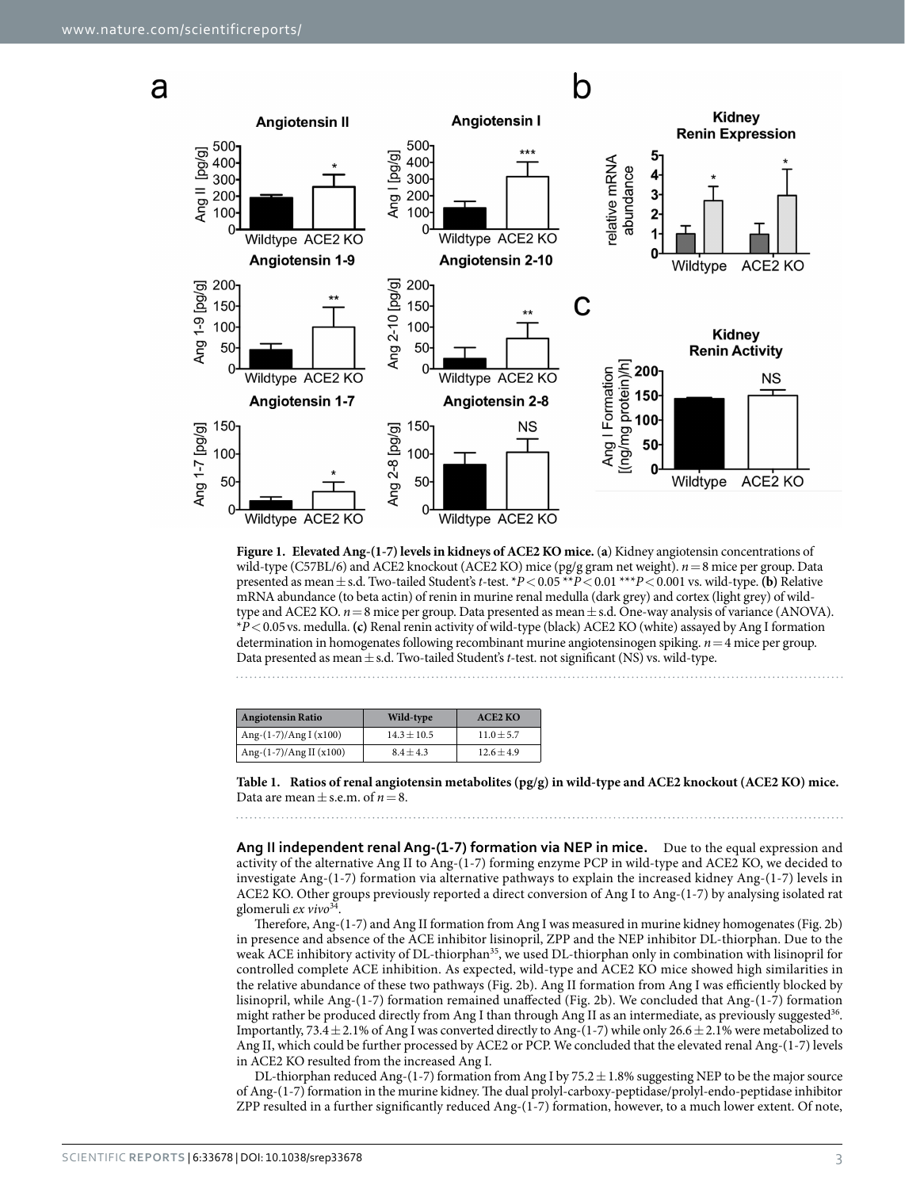**Figure 1. Elevated Ang-(1-7) levels in kidneys of ACE2 KO mice.** (**a**) Kidney angiotensin concentrations of wild-type (C57BL/6) and ACE2 knockout (ACE2 KO) mice (pg/g gram net weight). $n = 8$ mice per group. Data presented as mean ± s.d. Two-tailed Student's *t*-test. $^{*}P < 0.05$ $^{**}P < 0.01$ $^{***}P < 0.001$ vs. wild-type. **(b)** Relative mRNA abundance (to beta actin) of renin in murine renal medulla (dark grey) and cortex (light grey) of wild-type and ACE2 KO. $n = 8$ mice per group. Data presented as mean ± s.d. One-way analysis of variance (ANOVA). $^{*}P < 0.05$ vs. medulla. **(c)** Renal renin activity of wild-type (black) ACE2 KO (white) assayed by Ang I formation determination in homogenates following recombinant murine angiotensinogen spiking. $n = 4$ mice per group. Data presented as mean ± s.d. Two-tailed Student's *t*-test. not significant (NS) vs. wild-type.

| Angiotensin Ratio | Wild-type | ACE2 KO |
|---|---|---|
| Ang-(1-7)/Ang I (x100) | 14.3 ± 10.5 | 11.0 ± 5.7 |
| Ang-(1-7)/Ang II (x100) | 8.4 ± 4.3 | 12.6 ± 4.9 |

**Table 1. Ratios of renal angiotensin metabolites (pg/g) in wild-type and ACE2 knockout (ACE2 KO) mice.** Data are mean ± s.e.m. of $n = 8$.

**Ang II independent renal Ang-(1-7) formation via NEP in mice.** Due to the equal expression and activity of the alternative Ang II to Ang-(1-7) forming enzyme PCP in wild-type and ACE2 KO, we decided to investigate Ang-(1-7) formation via alternative pathways to explain the increased kidney Ang-(1-7) levels in ACE2 KO. Other groups previously reported a direct conversion of Ang I to Ang-(1-7) by analysing isolated rat glomeruli *ex vivo*[34].

Therefore, Ang-(1-7) and Ang II formation from Ang I was measured in murine kidney homogenates (Fig. 2b) in presence and absence of the ACE inhibitor lisinopril, ZPP and the NEP inhibitor DL-thiorphan. Due to the weak ACE inhibitory activity of DL-thiorphan[35], we used DL-thiorphan only in combination with lisinopril for controlled complete ACE inhibition. As expected, wild-type and ACE2 KO mice showed high similarities in the relative abundance of these two pathways (Fig. 2b). Ang II formation from Ang I was efficiently blocked by lisinopril, while Ang-(1-7) formation remained unaffected (Fig. 2b). We concluded that Ang-(1-7) formation might rather be produced directly from Ang I than through Ang II as an intermediate, as previously suggested[36]. Importantly, 73.4 ± 2.1% of Ang I was converted directly to Ang-(1-7) while only 26.6 ± 2.1% were metabolized to Ang II, which could be further processed by ACE2 or PCP. We concluded that the elevated renal Ang-(1-7) levels in ACE2 KO resulted from the increased Ang I.

DL-thiorphan reduced Ang-(1-7) formation from Ang I by 75.2 ± 1.8% suggesting NEP to be the major source of Ang-(1-7) formation in the murine kidney. The dual prolyl-carboxy-peptidase/prolyl-endo-peptidase inhibitor ZPP resulted in a further significantly reduced Ang-(1-7) formation, however, to a much lower extent. Of note,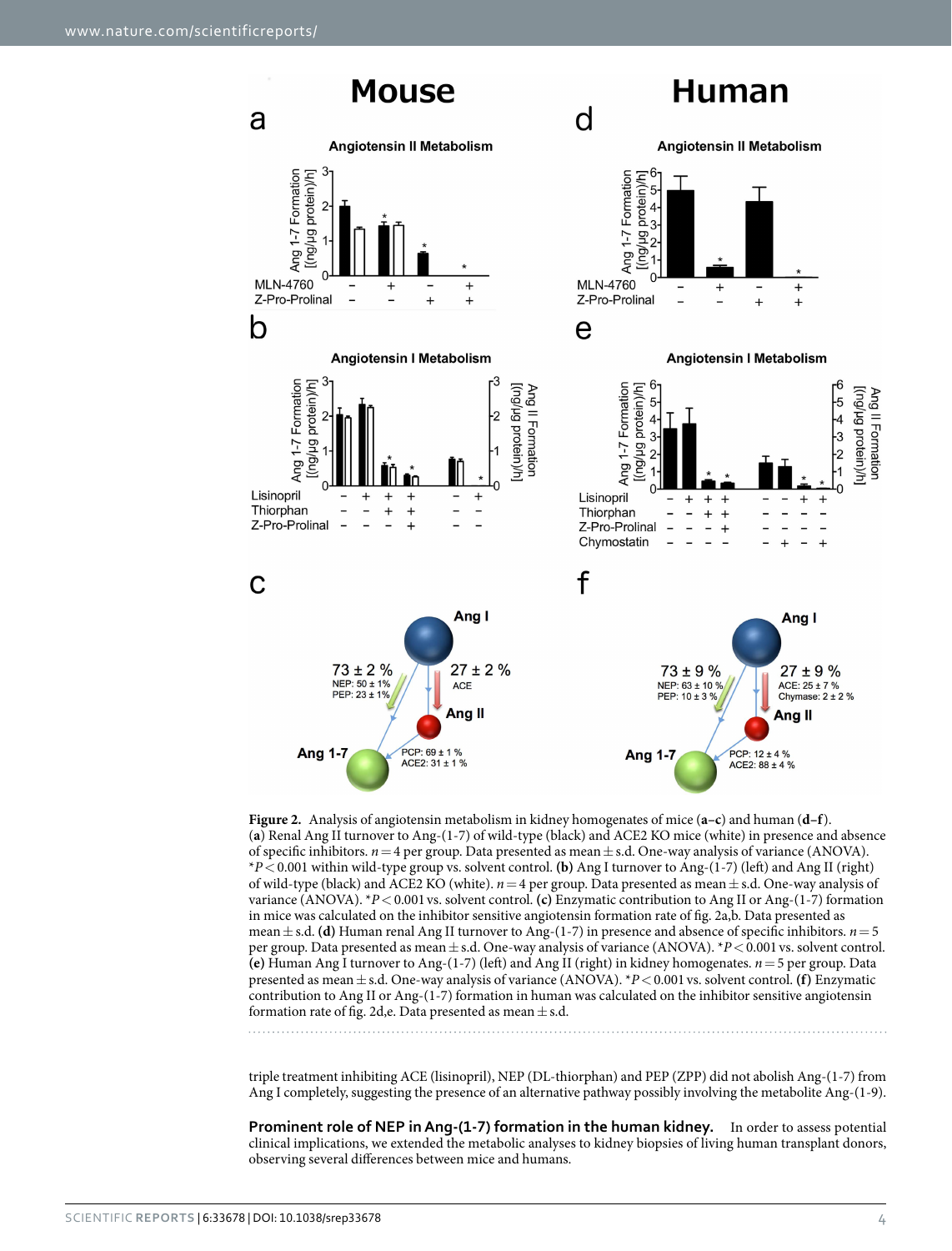**Figure 2.** Analysis of angiotensin metabolism in kidney homogenates of mice (**a–c**) and human (**d–f**). (**a**) Renal Ang II turnover to Ang-(1-7) of wild-type (black) and ACE2 KO mice (white) in presence and absence of specific inhibitors. $n = 4$ per group. Data presented as mean ± s.d. One-way analysis of variance (ANOVA). $^*P < 0.001$ within wild-type group vs. solvent control. (**b**) Ang I turnover to Ang-(1-7) (left) and Ang II (right) of wild-type (black) and ACE2 KO (white). $n = 4$ per group. Data presented as mean ± s.d. One-way analysis of variance (ANOVA). $^*P < 0.001$ vs. solvent control. (**c**) Enzymatic contribution to Ang II or Ang-(1-7) formation in mice was calculated on the inhibitor sensitive angiotensin formation rate of fig. 2a,b. Data presented as mean ± s.d. (**d**) Human renal Ang II turnover to Ang-(1-7) in presence and absence of specific inhibitors. $n = 5$ per group. Data presented as mean ± s.d. One-way analysis of variance (ANOVA). $^*P < 0.001$ vs. solvent control. (**e**) Human Ang I turnover to Ang-(1-7) (left) and Ang II (right) in kidney homogenates. $n = 5$ per group. Data presented as mean ± s.d. One-way analysis of variance (ANOVA). $^*P < 0.001$ vs. solvent control. (**f**) Enzymatic contribution to Ang II or Ang-(1-7) formation in human was calculated on the inhibitor sensitive angiotensin formation rate of fig. 2d,e. Data presented as mean ± s.d.

triple treatment inhibiting ACE (lisinopril), NEP (DL-thiorphan) and PEP (ZPP) did not abolish Ang-(1-7) from Ang I completely, suggesting the presence of an alternative pathway possibly involving the metabolite Ang-(1-9).

**Prominent role of NEP in Ang-(1-7) formation in the human kidney.** In order to assess potential clinical implications, we extended the metabolic analyses to kidney biopsies of living human transplant donors, observing several differences between mice and humans.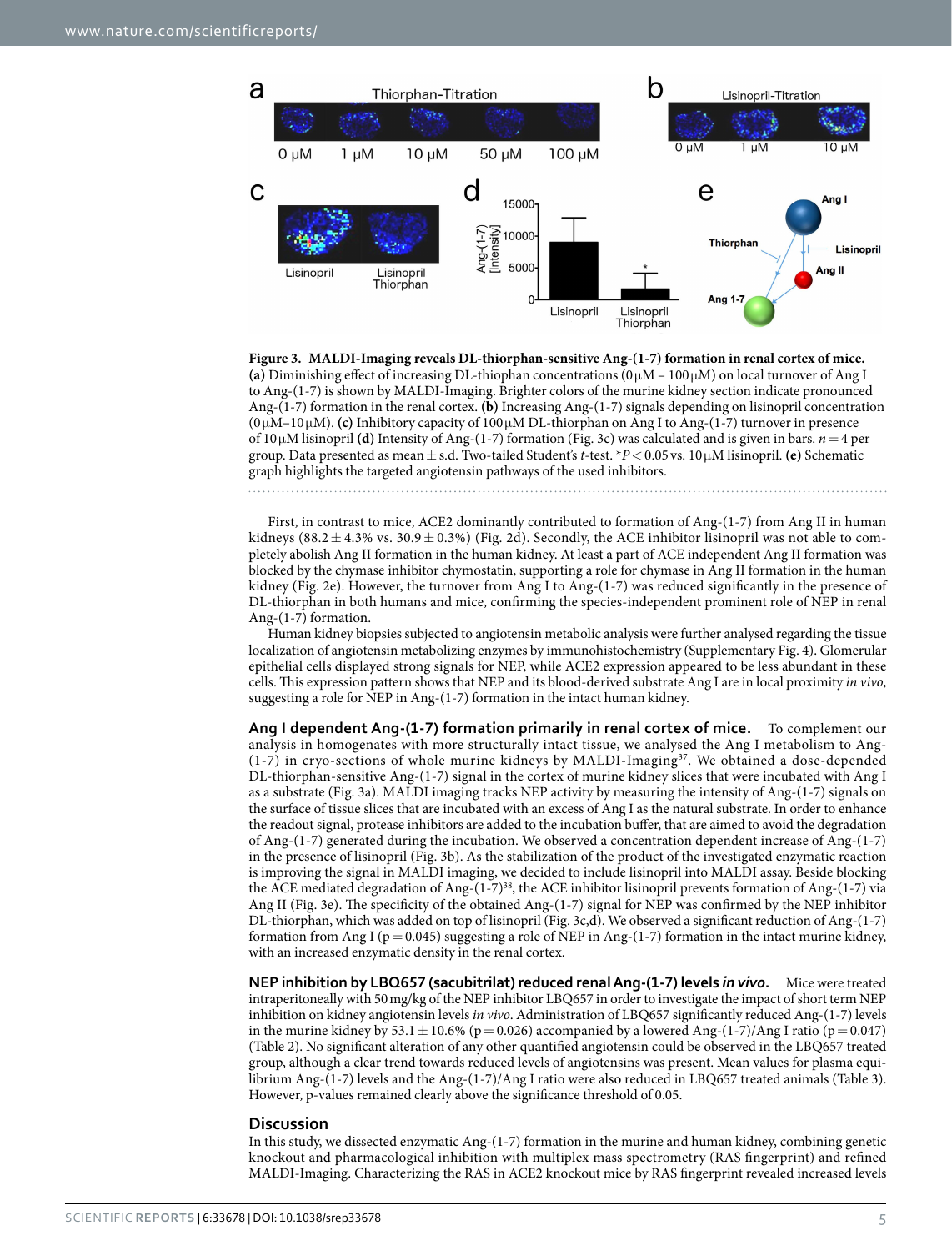**Figure 3. MALDI-Imaging reveals DL-thiorphan-sensitive Ang-(1-7) formation in renal cortex of mice.** **(a)** Diminishing effect of increasing DL-thiophan concentrations (0 μM – 100 μM) on local turnover of Ang I to Ang-(1-7) is shown by MALDI-Imaging. Brighter colors of the murine kidney section indicate pronounced Ang-(1-7) formation in the renal cortex. **(b)** Increasing Ang-(1-7) signals depending on lisinopril concentration (0 μM–10 μM). **(c)** Inhibitory capacity of 100 μM DL-thiorphan on Ang I to Ang-(1-7) turnover in presence of 10 μM lisinopril **(d)** Intensity of Ang-(1-7) formation (Fig. 3c) was calculated and is given in bars. $n = 4$ per group. Data presented as mean ± s.d. Two-tailed Student's *t*-test. \**P* < 0.05 vs. 10 μM lisinopril. **(e)** Schematic graph highlights the targeted angiotensin pathways of the used inhibitors.

First, in contrast to mice, ACE2 dominantly contributed to formation of Ang-(1-7) from Ang II in human kidneys (88.2 ± 4.3% vs. 30.9 ± 0.3%) (Fig. 2d). Secondly, the ACE inhibitor lisinopril was not able to completely abolish Ang II formation in the human kidney. At least a part of ACE independent Ang II formation was blocked by the chymase inhibitor chymostatin, supporting a role for chymase in Ang II formation in the human kidney (Fig. 2e). However, the turnover from Ang I to Ang-(1-7) was reduced significantly in the presence of DL-thiorphan in both humans and mice, confirming the species-independent prominent role of NEP in renal Ang-(1-7) formation.

Human kidney biopsies subjected to angiotensin metabolic analysis were further analysed regarding the tissue localization of angiotensin metabolizing enzymes by immunohistochemistry (Supplementary Fig. 4). Glomerular epithelial cells displayed strong signals for NEP, while ACE2 expression appeared to be less abundant in these cells. This expression pattern shows that NEP and its blood-derived substrate Ang I are in local proximity *in vivo*, suggesting a role for NEP in Ang-(1-7) formation in the intact human kidney.

**Ang I dependent Ang-(1-7) formation primarily in renal cortex of mice.** To complement our analysis in homogenates with more structurally intact tissue, we analysed the Ang I metabolism to Ang-(1-7) in cryo-sections of whole murine kidneys by MALDI-Imaging[37]. We obtained a dose-depended DL-thiorphan-sensitive Ang-(1-7) signal in the cortex of murine kidney slices that were incubated with Ang I as a substrate (Fig. 3a). MALDI imaging tracks NEP activity by measuring the intensity of Ang-(1-7) signals on the surface of tissue slices that are incubated with an excess of Ang I as the natural substrate. In order to enhance the readout signal, protease inhibitors are added to the incubation buffer, that are aimed to avoid the degradation of Ang-(1-7) generated during the incubation. We observed a concentration dependent increase of Ang-(1-7) in the presence of lisinopril (Fig. 3b). As the stabilization of the product of the investigated enzymatic reaction is improving the signal in MALDI imaging, we decided to include lisinopril into MALDI assay. Beside blocking the ACE mediated degradation of Ang-(1-7)[38], the ACE inhibitor lisinopril prevents formation of Ang-(1-7) via Ang II (Fig. 3e). The specificity of the obtained Ang-(1-7) signal for NEP was confirmed by the NEP inhibitor DL-thiorphan, which was added on top of lisinopril (Fig. 3c,d). We observed a significant reduction of Ang-(1-7) formation from Ang I ($p = 0.045$) suggesting a role of NEP in Ang-(1-7) formation in the intact murine kidney, with an increased enzymatic density in the renal cortex.

**NEP inhibition by LBQ657 (sacubitrilat) reduced renal Ang-(1-7) levels *in vivo*.** Mice were treated intraperitoneally with 50 mg/kg of the NEP inhibitor LBQ657 in order to investigate the impact of short term NEP inhibition on kidney angiotensin levels *in vivo*. Administration of LBQ657 significantly reduced Ang-(1-7) levels in the murine kidney by 53.1 ± 10.6% ($p = 0.026$) accompanied by a lowered Ang-(1-7)/Ang I ratio ($p = 0.047$) (Table 2). No significant alteration of any other quantified angiotensin could be observed in the LBQ657 treated group, although a clear trend towards reduced levels of angiotensins was present. Mean values for plasma equilibrium Ang-(1-7) levels and the Ang-(1-7)/Ang I ratio were also reduced in LBQ657 treated animals (Table 3). However, p-values remained clearly above the significance threshold of 0.05.

## Discussion

In this study, we dissected enzymatic Ang-(1-7) formation in the murine and human kidney, combining genetic knockout and pharmacological inhibition with multiplex mass spectrometry (RAS fingerprint) and refined MALDI-Imaging. Characterizing the RAS in ACE2 knockout mice by RAS fingerprint revealed increased levels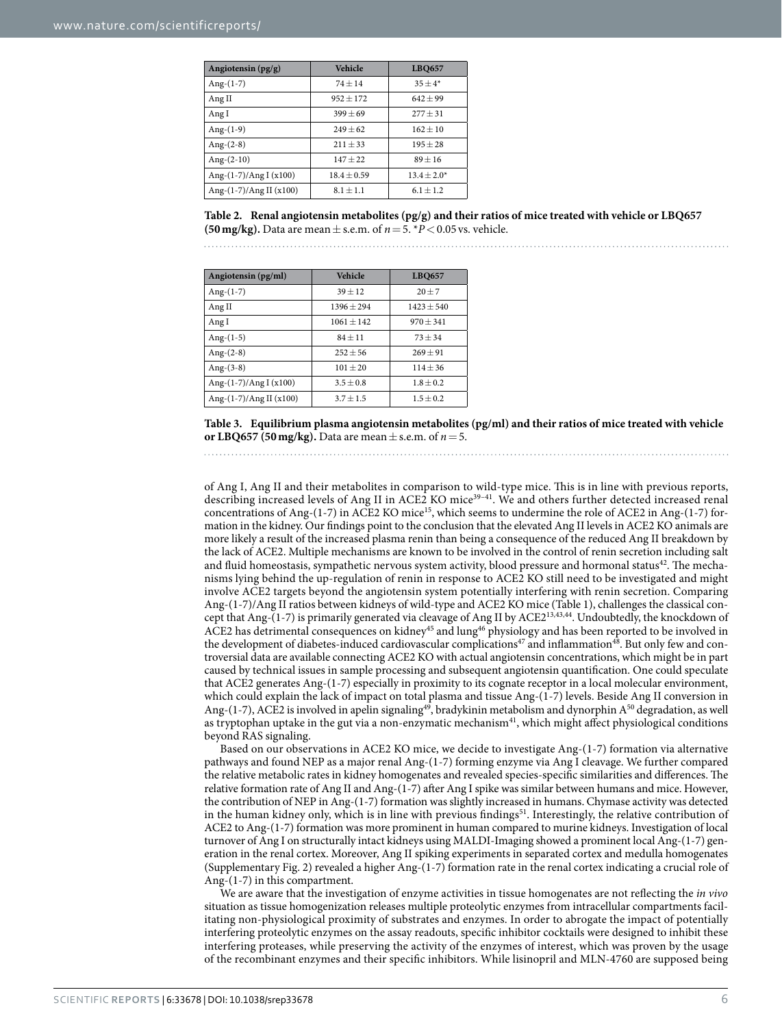| Angiotensin (pg/g) | Vehicle | LBQ657 |
|---|---|---|
| Ang-(1-7) | 74 ± 14 | 35 ± 4* |
| Ang II | 952 ± 172 | 642 ± 99 |
| Ang I | 399 ± 69 | 277 ± 31 |
| Ang-(1-9) | 249 ± 62 | 162 ± 10 |
| Ang-(2-8) | 211 ± 33 | 195 ± 28 |
| Ang-(2-10) | 147 ± 22 | 89 ± 16 |
| Ang-(1-7)/Ang I (x100) | 18.4 ± 0.59 | 13.4 ± 2.0* |
| Ang-(1-7)/Ang II (x100) | 8.1 ± 1.1 | 6.1 ± 1.2 |

**Table 2. Renal angiotensin metabolites (pg/g) and their ratios of mice treated with vehicle or LBQ657 (50 mg/kg).** Data are mean ± s.e.m. of $n = 5$. *$P < 0.05$ vs. vehicle.

| Angiotensin (pg/ml) | Vehicle | LBQ657 |
|---|---|---|
| Ang-(1-7) | 39 ± 12 | 20 ± 7 |
| Ang II | 1396 ± 294 | 1423 ± 540 |
| Ang I | 1061 ± 142 | 970 ± 341 |
| Ang-(1-5) | 84 ± 11 | 73 ± 34 |
| Ang-(2-8) | 252 ± 56 | 269 ± 91 |
| Ang-(3-8) | 101 ± 20 | 114 ± 36 |
| Ang-(1-7)/Ang I (x100) | 3.5 ± 0.8 | 1.8 ± 0.2 |
| Ang-(1-7)/Ang II (x100) | 3.7 ± 1.5 | 1.5 ± 0.2 |

**Table 3. Equilibrium plasma angiotensin metabolites (pg/ml) and their ratios of mice treated with vehicle or LBQ657 (50 mg/kg).** Data are mean ± s.e.m. of $n = 5$.

of Ang I, Ang II and their metabolites in comparison to wild-type mice. This is in line with previous reports, describing increased levels of Ang II in ACE2 KO mice[39–41]. We and others further detected increased renal concentrations of Ang-(1-7) in ACE2 KO mice[15], which seems to undermine the role of ACE2 in Ang-(1-7) formation in the kidney. Our findings point to the conclusion that the elevated Ang II levels in ACE2 KO animals are more likely a result of the increased plasma renin than being a consequence of the reduced Ang II breakdown by the lack of ACE2. Multiple mechanisms are known to be involved in the control of renin secretion including salt and fluid homeostasis, sympathetic nervous system activity, blood pressure and hormonal status[42]. The mechanisms lying behind the up-regulation of renin in response to ACE2 KO still need to be investigated and might involve ACE2 targets beyond the angiotensin system potentially interfering with renin secretion. Comparing Ang-(1-7)/Ang II ratios between kidneys of wild-type and ACE2 KO mice (Table 1), challenges the classical concept that Ang-(1-7) is primarily generated via cleavage of Ang II by ACE2[13,43,44]. Undoubtedly, the knockdown of ACE2 has detrimental consequences on kidney[45] and lung[46] physiology and has been reported to be involved in the development of diabetes-induced cardiovascular complications[47] and inflammation[48]. But only few and controversial data are available connecting ACE2 KO with actual angiotensin concentrations, which might be in part caused by technical issues in sample processing and subsequent angiotensin quantification. One could speculate that ACE2 generates Ang-(1-7) especially in proximity to its cognate receptor in a local molecular environment, which could explain the lack of impact on total plasma and tissue Ang-(1-7) levels. Beside Ang II conversion in Ang-(1-7), ACE2 is involved in apelin signaling[49], bradykinin metabolism and dynorphin A[50] degradation, as well as tryptophan uptake in the gut via a non-enzymatic mechanism[41], which might affect physiological conditions beyond RAS signaling.

Based on our observations in ACE2 KO mice, we decide to investigate Ang-(1-7) formation via alternative pathways and found NEP as a major renal Ang-(1-7) forming enzyme via Ang I cleavage. We further compared the relative metabolic rates in kidney homogenates and revealed species-specific similarities and differences. The relative formation rate of Ang II and Ang-(1-7) after Ang I spike was similar between humans and mice. However, the contribution of NEP in Ang-(1-7) formation was slightly increased in humans. Chymase activity was detected in the human kidney only, which is in line with previous findings[51]. Interestingly, the relative contribution of ACE2 to Ang-(1-7) formation was more prominent in human compared to murine kidneys. Investigation of local turnover of Ang I on structurally intact kidneys using MALDI-Imaging showed a prominent local Ang-(1-7) generation in the renal cortex. Moreover, Ang II spiking experiments in separated cortex and medulla homogenates (Supplementary Fig. 2) revealed a higher Ang-(1-7) formation rate in the renal cortex indicating a crucial role of Ang-(1-7) in this compartment.

We are aware that the investigation of enzyme activities in tissue homogenates are not reflecting the *in vivo* situation as tissue homogenization releases multiple proteolytic enzymes from intracellular compartments facilitating non-physiological proximity of substrates and enzymes. In order to abrogate the impact of potentially interfering proteolytic enzymes on the assay readouts, specific inhibitor cocktails were designed to inhibit these interfering proteases, while preserving the activity of the enzymes of interest, which was proven by the usage of the recombinant enzymes and their specific inhibitors. While lisinopril and MLN-4760 are supposed being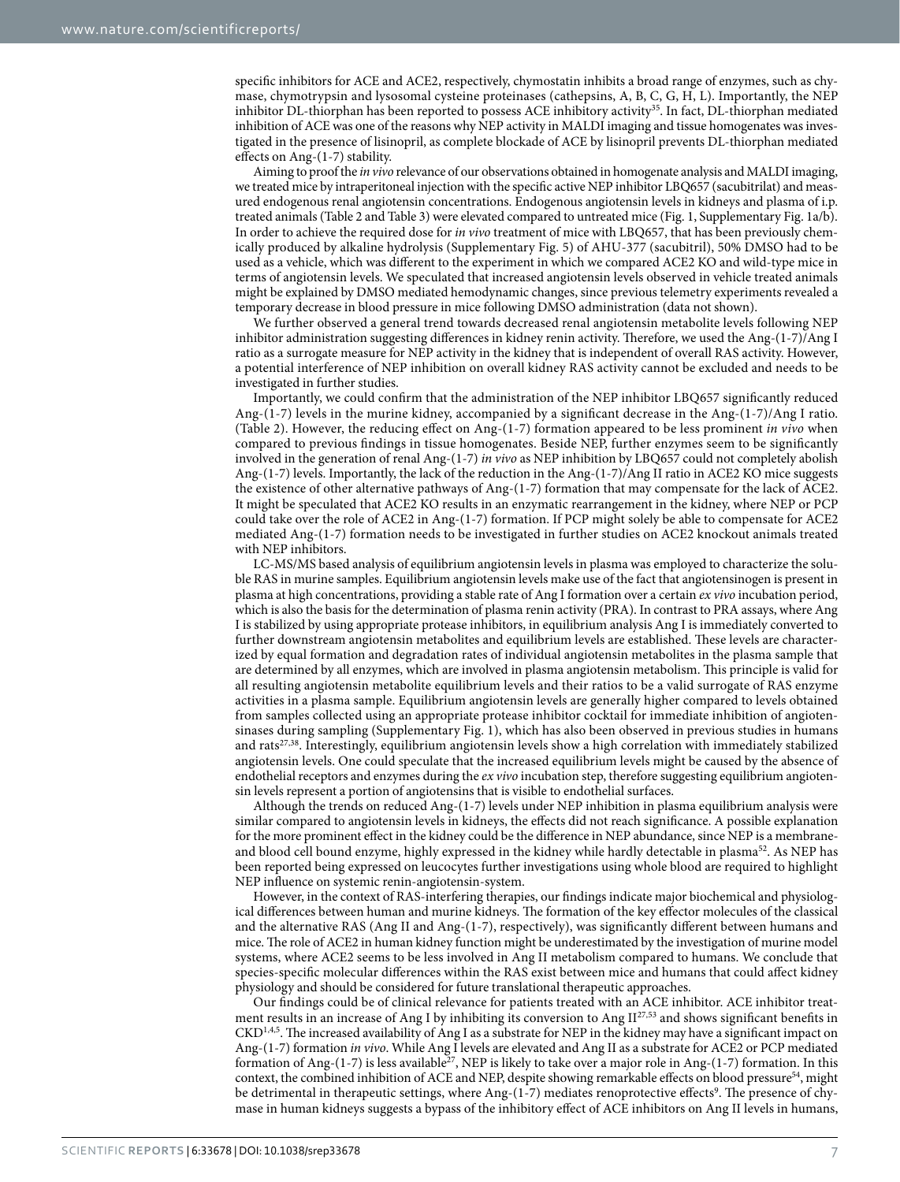specific inhibitors for ACE and ACE2, respectively, chymostatin inhibits a broad range of enzymes, such as chymase, chymotrypsin and lysosomal cysteine proteinases (cathepsins, A, B, C, G, H, L). Importantly, the NEP inhibitor DL-thiorphan has been reported to possess ACE inhibitory activity[35]. In fact, DL-thiorphan mediated inhibition of ACE was one of the reasons why NEP activity in MALDI imaging and tissue homogenates was investigated in the presence of lisinopril, as complete blockade of ACE by lisinopril prevents DL-thiorphan mediated effects on Ang-(1-7) stability.

Aiming to proof the *in vivo* relevance of our observations obtained in homogenate analysis and MALDI imaging, we treated mice by intraperitoneal injection with the specific active NEP inhibitor LBQ657 (sacubitrilat) and measured endogenous renal angiotensin concentrations. Endogenous angiotensin levels in kidneys and plasma of i.p. treated animals (Table 2 and Table 3) were elevated compared to untreated mice (Fig. 1, Supplementary Fig. 1a/b). In order to achieve the required dose for *in vivo* treatment of mice with LBQ657, that has been previously chemically produced by alkaline hydrolysis (Supplementary Fig. 5) of AHU-377 (sacubitril), 50% DMSO had to be used as a vehicle, which was different to the experiment in which we compared ACE2 KO and wild-type mice in terms of angiotensin levels. We speculated that increased angiotensin levels observed in vehicle treated animals might be explained by DMSO mediated hemodynamic changes, since previous telemetry experiments revealed a temporary decrease in blood pressure in mice following DMSO administration (data not shown).

We further observed a general trend towards decreased renal angiotensin metabolite levels following NEP inhibitor administration suggesting differences in kidney renin activity. Therefore, we used the Ang-(1-7)/Ang I ratio as a surrogate measure for NEP activity in the kidney that is independent of overall RAS activity. However, a potential interference of NEP inhibition on overall kidney RAS activity cannot be excluded and needs to be investigated in further studies.

Importantly, we could confirm that the administration of the NEP inhibitor LBQ657 significantly reduced Ang-(1-7) levels in the murine kidney, accompanied by a significant decrease in the Ang-(1-7)/Ang I ratio. (Table 2). However, the reducing effect on Ang-(1-7) formation appeared to be less prominent *in vivo* when compared to previous findings in tissue homogenates. Beside NEP, further enzymes seem to be significantly involved in the generation of renal Ang-(1-7) *in vivo* as NEP inhibition by LBQ657 could not completely abolish Ang-(1-7) levels. Importantly, the lack of the reduction in the Ang-(1-7)/Ang II ratio in ACE2 KO mice suggests the existence of other alternative pathways of Ang-(1-7) formation that may compensate for the lack of ACE2. It might be speculated that ACE2 KO results in an enzymatic rearrangement in the kidney, where NEP or PCP could take over the role of ACE2 in Ang-(1-7) formation. If PCP might solely be able to compensate for ACE2 mediated Ang-(1-7) formation needs to be investigated in further studies on ACE2 knockout animals treated with NEP inhibitors.

LC-MS/MS based analysis of equilibrium angiotensin levels in plasma was employed to characterize the soluble RAS in murine samples. Equilibrium angiotensin levels make use of the fact that angiotensinogen is present in plasma at high concentrations, providing a stable rate of Ang I formation over a certain *ex vivo* incubation period, which is also the basis for the determination of plasma renin activity (PRA). In contrast to PRA assays, where Ang I is stabilized by using appropriate protease inhibitors, in equilibrium analysis Ang I is immediately converted to further downstream angiotensin metabolites and equilibrium levels are established. These levels are characterized by equal formation and degradation rates of individual angiotensin metabolites in the plasma sample that are determined by all enzymes, which are involved in plasma angiotensin metabolism. This principle is valid for all resulting angiotensin metabolite equilibrium levels and their ratios to be a valid surrogate of RAS enzyme activities in a plasma sample. Equilibrium angiotensin levels are generally higher compared to levels obtained from samples collected using an appropriate protease inhibitor cocktail for immediate inhibition of angiotensinases during sampling (Supplementary Fig. 1), which has also been observed in previous studies in humans and rats[27,38]. Interestingly, equilibrium angiotensin levels show a high correlation with immediately stabilized angiotensin levels. One could speculate that the increased equilibrium levels might be caused by the absence of endothelial receptors and enzymes during the *ex vivo* incubation step, therefore suggesting equilibrium angiotensin levels represent a portion of angiotensins that is visible to endothelial surfaces.

Although the trends on reduced Ang-(1-7) levels under NEP inhibition in plasma equilibrium analysis were similar compared to angiotensin levels in kidneys, the effects did not reach significance. A possible explanation for the more prominent effect in the kidney could be the difference in NEP abundance, since NEP is a membrane- and blood cell bound enzyme, highly expressed in the kidney while hardly detectable in plasma[52]. As NEP has been reported being expressed on leucocytes further investigations using whole blood are required to highlight NEP influence on systemic renin-angiotensin-system.

However, in the context of RAS-interfering therapies, our findings indicate major biochemical and physiological differences between human and murine kidneys. The formation of the key effector molecules of the classical and the alternative RAS (Ang II and Ang-(1-7), respectively), was significantly different between humans and mice. The role of ACE2 in human kidney function might be underestimated by the investigation of murine model systems, where ACE2 seems to be less involved in Ang II metabolism compared to humans. We conclude that species-specific molecular differences within the RAS exist between mice and humans that could affect kidney physiology and should be considered for future translational therapeutic approaches.

Our findings could be of clinical relevance for patients treated with an ACE inhibitor. ACE inhibitor treatment results in an increase of Ang I by inhibiting its conversion to Ang II[27,53] and shows significant benefits in CKD[1,4,5]. The increased availability of Ang I as a substrate for NEP in the kidney may have a significant impact on Ang-(1-7) formation *in vivo*. While Ang I levels are elevated and Ang II as a substrate for ACE2 or PCP mediated formation of Ang-(1-7) is less available[27], NEP is likely to take over a major role in Ang-(1-7) formation. In this context, the combined inhibition of ACE and NEP, despite showing remarkable effects on blood pressure[54], might be detrimental in therapeutic settings, where Ang-(1-7) mediates renoprotective effects[9]. The presence of chymase in human kidneys suggests a bypass of the inhibitory effect of ACE inhibitors on Ang II levels in humans,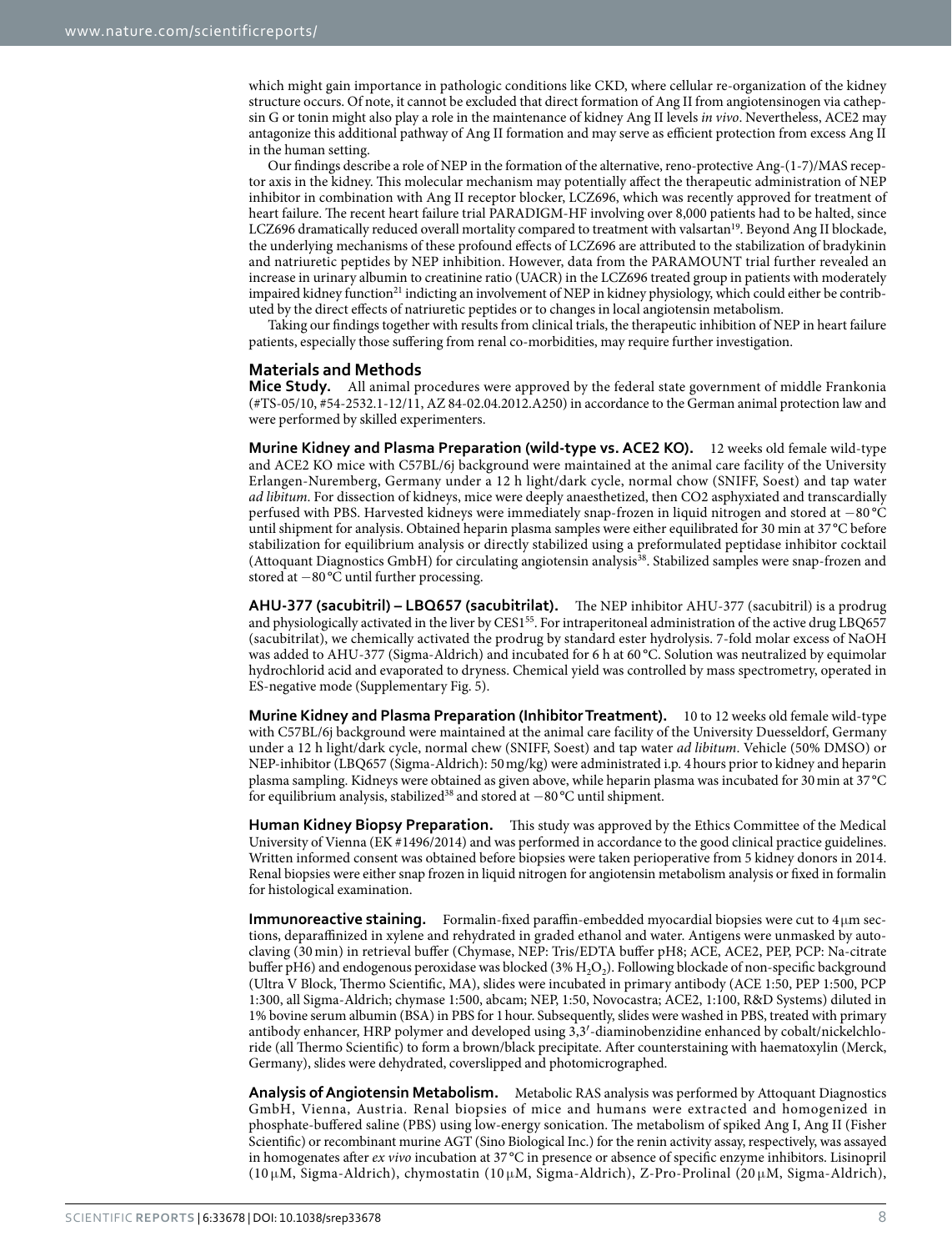which might gain importance in pathologic conditions like CKD, where cellular re-organization of the kidney structure occurs. Of note, it cannot be excluded that direct formation of Ang II from angiotensinogen via cathepsin G or tonin might also play a role in the maintenance of kidney Ang II levels *in vivo*. Nevertheless, ACE2 may antagonize this additional pathway of Ang II formation and may serve as efficient protection from excess Ang II in the human setting.

Our findings describe a role of NEP in the formation of the alternative, reno-protective Ang-(1-7)/MAS receptor axis in the kidney. This molecular mechanism may potentially affect the therapeutic administration of NEP inhibitor in combination with Ang II receptor blocker, LCZ696, which was recently approved for treatment of heart failure. The recent heart failure trial PARADIGM-HF involving over 8,000 patients had to be halted, since LCZ696 dramatically reduced overall mortality compared to treatment with valsartan[19]. Beyond Ang II blockade, the underlying mechanisms of these profound effects of LCZ696 are attributed to the stabilization of bradykinin and natriuretic peptides by NEP inhibition. However, data from the PARAMOUNT trial further revealed an increase in urinary albumin to creatinine ratio (UACR) in the LCZ696 treated group in patients with moderately impaired kidney function[21] indicting an involvement of NEP in kidney physiology, which could either be contributed by the direct effects of natriuretic peptides or to changes in local angiotensin metabolism.

Taking our findings together with results from clinical trials, the therapeutic inhibition of NEP in heart failure patients, especially those suffering from renal co-morbidities, may require further investigation.

## Materials and Methods

**Mice Study.** All animal procedures were approved by the federal state government of middle Frankonia (#TS-05/10, #54-2532.1-12/11, AZ 84-02.04.2012.A250) in accordance to the German animal protection law and were performed by skilled experimenters.

**Murine Kidney and Plasma Preparation (wild-type vs. ACE2 KO).** 12 weeks old female wild-type and ACE2 KO mice with C57BL/6j background were maintained at the animal care facility of the University Erlangen-Nuremberg, Germany under a 12 h light/dark cycle, normal chow (SNIFF, Soest) and tap water *ad libitum*. For dissection of kidneys, mice were deeply anaesthetized, then CO2 asphyxiated and transcardially perfused with PBS. Harvested kidneys were immediately snap-frozen in liquid nitrogen and stored at −80 °C until shipment for analysis. Obtained heparin plasma samples were either equilibrated for 30 min at 37 °C before stabilization for equilibrium analysis or directly stabilized using a preformulated peptidase inhibitor cocktail (Attoquant Diagnostics GmbH) for circulating angiotensin analysis[38]. Stabilized samples were snap-frozen and stored at −80 °C until further processing.

**AHU-377 (sacubitril) – LBQ657 (sacubitrilat).** The NEP inhibitor AHU-377 (sacubitril) is a prodrug and physiologically activated in the liver by CES1[55]. For intraperitoneal administration of the active drug LBQ657 (sacubitrilat), we chemically activated the prodrug by standard ester hydrolysis. 7-fold molar excess of NaOH was added to AHU-377 (Sigma-Aldrich) and incubated for 6 h at 60 °C. Solution was neutralized by equimolar hydrochlorid acid and evaporated to dryness. Chemical yield was controlled by mass spectrometry, operated in ES-negative mode (Supplementary Fig. 5).

**Murine Kidney and Plasma Preparation (Inhibitor Treatment).** 10 to 12 weeks old female wild-type with C57BL/6j background were maintained at the animal care facility of the University Duesseldorf, Germany under a 12 h light/dark cycle, normal chew (SNIFF, Soest) and tap water *ad libitum*. Vehicle (50% DMSO) or NEP-inhibitor (LBQ657 (Sigma-Aldrich): 50 mg/kg) were administrated i.p. 4 hours prior to kidney and heparin plasma sampling. Kidneys were obtained as given above, while heparin plasma was incubated for 30 min at 37 °C for equilibrium analysis, stabilized[38] and stored at −80 °C until shipment.

**Human Kidney Biopsy Preparation.** This study was approved by the Ethics Committee of the Medical University of Vienna (EK #1496/2014) and was performed in accordance to the good clinical practice guidelines. Written informed consent was obtained before biopsies were taken perioperative from 5 kidney donors in 2014. Renal biopsies were either snap frozen in liquid nitrogen for angiotensin metabolism analysis or fixed in formalin for histological examination.

**Immunoreactive staining.** Formalin-fixed paraffin-embedded myocardial biopsies were cut to 4 μm sections, deparaffinized in xylene and rehydrated in graded ethanol and water. Antigens were unmasked by autoclaving (30 min) in retrieval buffer (Chymase, NEP: Tris/EDTA buffer pH8; ACE, ACE2, PEP, PCP: Na-citrate buffer pH6) and endogenous peroxidase was blocked (3% $H_2O_2$). Following blockade of non-specific background (Ultra V Block, Thermo Scientific, MA), slides were incubated in primary antibody (ACE 1:50, PEP 1:500, PCP 1:300, all Sigma-Aldrich; chymase 1:500, abcam; NEP, 1:50, Novocastra; ACE2, 1:100, R&D Systems) diluted in 1% bovine serum albumin (BSA) in PBS for 1 hour. Subsequently, slides were washed in PBS, treated with primary antibody enhancer, HRP polymer and developed using 3,3′-diaminobenzidine enhanced by cobalt/nickelchloride (all Thermo Scientific) to form a brown/black precipitate. After counterstaining with haematoxylin (Merck, Germany), slides were dehydrated, coverslipped and photomicrographed.

**Analysis of Angiotensin Metabolism.** Metabolic RAS analysis was performed by Attoquant Diagnostics GmbH, Vienna, Austria. Renal biopsies of mice and humans were extracted and homogenized in phosphate-buffered saline (PBS) using low-energy sonication. The metabolism of spiked Ang I, Ang II (Fisher Scientific) or recombinant murine AGT (Sino Biological Inc.) for the renin activity assay, respectively, was assayed in homogenates after *ex vivo* incubation at 37 °C in presence or absence of specific enzyme inhibitors. Lisinopril (10 μM, Sigma-Aldrich), chymostatin (10 μM, Sigma-Aldrich), Z-Pro-Prolinal (20 μM, Sigma-Aldrich),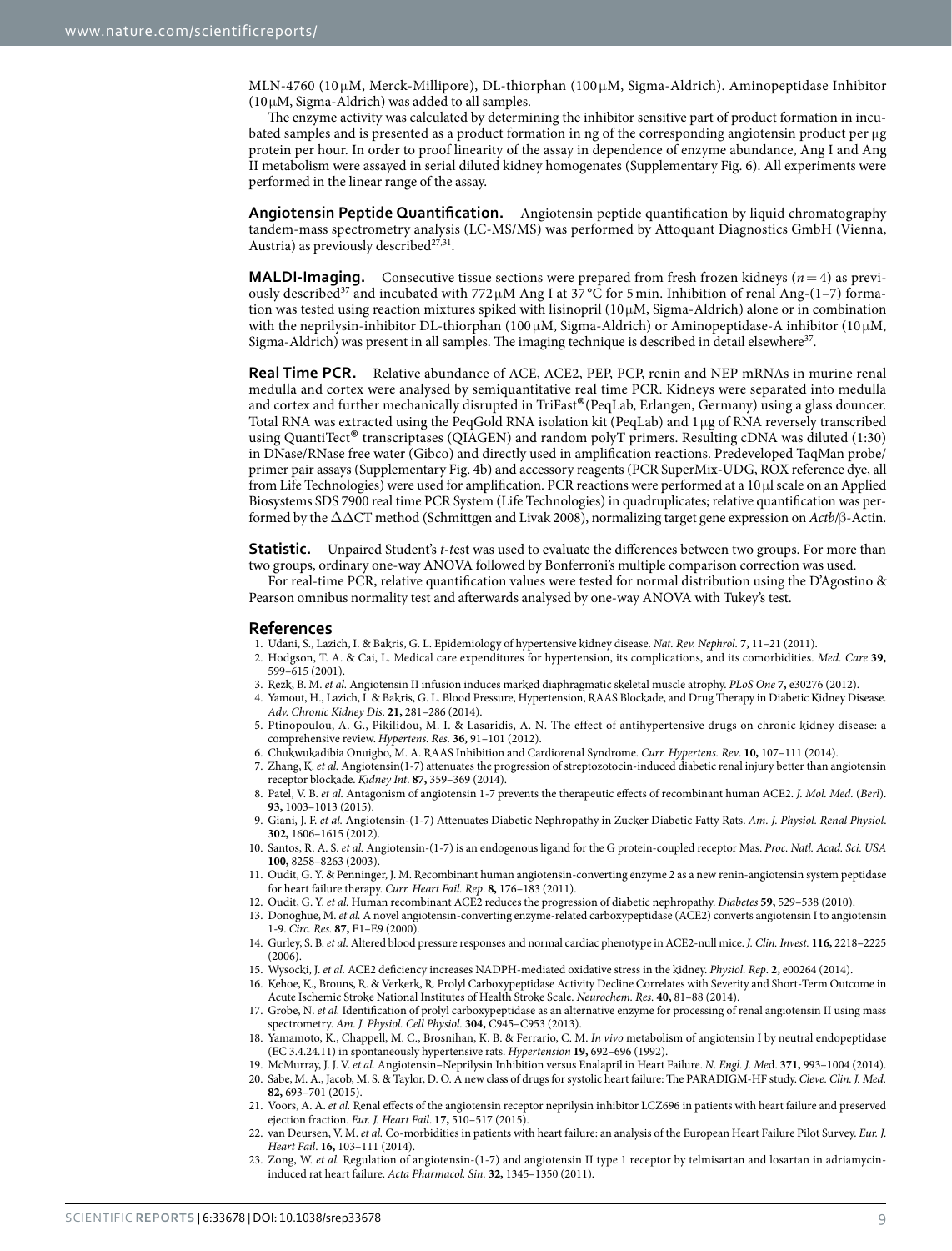MLN-4760 (10 μM, Merck-Millipore), DL-thiorphan (100 μM, Sigma-Aldrich). Aminopeptidase Inhibitor (10 μM, Sigma-Aldrich) was added to all samples.

The enzyme activity was calculated by determining the inhibitor sensitive part of product formation in incubated samples and is presented as a product formation in ng of the corresponding angiotensin product per μg protein per hour. In order to proof linearity of the assay in dependence of enzyme abundance, Ang I and Ang II metabolism were assayed in serial diluted kidney homogenates (Supplementary Fig. 6). All experiments were performed in the linear range of the assay.

**Angiotensin Peptide Quantification.** Angiotensin peptide quantification by liquid chromatography tandem-mass spectrometry analysis (LC-MS/MS) was performed by Attoquant Diagnostics GmbH (Vienna, Austria) as previously described[27,31].

**MALDI-Imaging.** Consecutive tissue sections were prepared from fresh frozen kidneys ($n = 4$) as previously described[37] and incubated with 772 μM Ang I at 37 °C for 5 min. Inhibition of renal Ang-(1–7) formation was tested using reaction mixtures spiked with lisinopril (10 μM, Sigma-Aldrich) alone or in combination with the neprilysin-inhibitor DL-thiorphan (100 μM, Sigma-Aldrich) or Aminopeptidase-A inhibitor (10 μM, Sigma-Aldrich) was present in all samples. The imaging technique is described in detail elsewhere[37].

**Real Time PCR.** Relative abundance of ACE, ACE2, PEP, PCP, renin and NEP mRNAs in murine renal medulla and cortex were analysed by semiquantitative real time PCR. Kidneys were separated into medulla and cortex and further mechanically disrupted in TriFast®(PeqLab, Erlangen, Germany) using a glass douncer. Total RNA was extracted using the PeqGold RNA isolation kit (PeqLab) and 1 μg of RNA reversely transcribed using QuantiTect® transcriptases (QIAGEN) and random polyT primers. Resulting cDNA was diluted (1:30) in DNase/RNase free water (Gibco) and directly used in amplification reactions. Predeveloped TaqMan probe/primer pair assays (Supplementary Fig. 4b) and accessory reagents (PCR SuperMix-UDG, ROX reference dye, all from Life Technologies) were used for amplification. PCR reactions were performed at a 10 μl scale on an Applied Biosystems SDS 7900 real time PCR System (Life Technologies) in quadruplicates; relative quantification was performed by the ΔΔCT method (Schmittgen and Livak 2008), normalizing target gene expression on *Actb*/β-Actin.

**Statistic.** Unpaired Student's *t*-test was used to evaluate the differences between two groups. For more than two groups, ordinary one-way ANOVA followed by Bonferroni's multiple comparison correction was used.

For real-time PCR, relative quantification values were tested for normal distribution using the D'Agostino & Pearson omnibus normality test and afterwards analysed by one-way ANOVA with Tukey's test.

## References

1. Udani, S., Lazich, I. & Bakris, G. L. Epidemiology of hypertensive kidney disease. *Nat. Rev. Nephrol.* **7,** 11–21 (2011).
2. Hodgson, T. A. & Cai, L. Medical care expenditures for hypertension, its complications, and its comorbidities. *Med. Care* **39,** 599–615 (2001).
3. Rezk, B. M. *et al.* Angiotensin II infusion induces marked diaphragmatic skeletal muscle atrophy. *PLoS One* **7,** e30276 (2012).
4. Yamout, H., Lazich, I. & Bakris, G. L. Blood Pressure, Hypertension, RAAS Blockade, and Drug Therapy in Diabetic Kidney Disease. *Adv. Chronic Kidney Dis.* **21,** 281–286 (2014).
5. Ptinopoulou, A. G., Pikilidou, M. I. & Lasaridis, A. N. The effect of antihypertensive drugs on chronic kidney disease: a comprehensive review. *Hypertens. Res.* **36,** 91–101 (2012).
6. Chukwukadibia Onuigbo, M. A. RAAS Inhibition and Cardiorenal Syndrome. *Curr. Hypertens. Rev.* **10,** 107–111 (2014).
7. Zhang, K. *et al.* Angiotensin(1-7) attenuates the progression of streptozotocin-induced diabetic renal injury better than angiotensin receptor blockade. *Kidney Int.* **87,** 359–369 (2014).
8. Patel, V. B. *et al.* Antagonism of angiotensin 1-7 prevents the therapeutic effects of recombinant human ACE2. *J. Mol. Med.* (*Berl*). **93,** 1003–1013 (2015).
9. Giani, J. F. *et al.* Angiotensin-(1-7) Attenuates Diabetic Nephropathy in Zucker Diabetic Fatty Rats. *Am. J. Physiol. Renal Physiol.* **302,** 1606–1615 (2012).
10. Santos, R. A. S. *et al.* Angiotensin-(1-7) is an endogenous ligand for the G protein-coupled receptor Mas. *Proc. Natl. Acad. Sci. USA* **100,** 8258–8263 (2003).
11. Oudit, G. Y. & Penninger, J. M. Recombinant human angiotensin-converting enzyme 2 as a new renin-angiotensin system peptidase for heart failure therapy. *Curr. Heart Fail. Rep.* **8,** 176–183 (2011).
12. Oudit, G. Y. *et al.* Human recombinant ACE2 reduces the progression of diabetic nephropathy. *Diabetes* **59,** 529–538 (2010).
13. Donoghue, M. *et al.* A novel angiotensin-converting enzyme-related carboxypeptidase (ACE2) converts angiotensin I to angiotensin 1-9. *Circ. Res.* **87,** E1–E9 (2000).
14. Gurley, S. B. *et al.* Altered blood pressure responses and normal cardiac phenotype in ACE2-null mice. *J. Clin. Invest.* **116,** 2218–2225 (2006).
15. Wysocki, J. *et al.* ACE2 deficiency increases NADPH-mediated oxidative stress in the kidney. *Physiol. Rep.* **2,** e00264 (2014).
16. Kehoe, K., Brouns, R. & Verkerk, R. Prolyl Carboxypeptidase Activity Decline Correlates with Severity and Short-Term Outcome in Acute Ischemic Stroke National Institutes of Health Stroke Scale. *Neurochem. Res.* **40,** 81–88 (2014).
17. Grobe, N. *et al.* Identification of prolyl carboxypeptidase as an alternative enzyme for processing of renal angiotensin II using mass spectrometry. *Am. J. Physiol. Cell Physiol.* **304,** C945–C953 (2013).
18. Yamamoto, K., Chappell, M. C., Brosnihan, K. B. & Ferrario, C. M. *In vivo* metabolism of angiotensin I by neutral endopeptidase (EC 3.4.24.11) in spontaneously hypertensive rats. *Hypertension* **19,** 692–696 (1992).
19. McMurray, J. J. V. *et al.* Angiotensin–Neprilysin Inhibition versus Enalapril in Heart Failure. *N. Engl. J. Med*. **371,** 993–1004 (2014).
20. Sabe, M. A., Jacob, M. S. & Taylor, D. O. A new class of drugs for systolic heart failure: The PARADIGM-HF study. *Cleve. Clin. J. Med.* **82,** 693–701 (2015).
21. Voors, A. A. *et al.* Renal effects of the angiotensin receptor neprilysin inhibitor LCZ696 in patients with heart failure and preserved ejection fraction. *Eur. J. Heart Fail.* **17,** 510–517 (2015).
22. van Deursen, V. M. *et al.* Co-morbidities in patients with heart failure: an analysis of the European Heart Failure Pilot Survey. *Eur. J. Heart Fail*. **16,** 103–111 (2014).
23. Zong, W. *et al.* Regulation of angiotensin-(1-7) and angiotensin II type 1 receptor by telmisartan and losartan in adriamycin-induced rat heart failure. *Acta Pharmacol. Sin.* **32,** 1345–1350 (2011).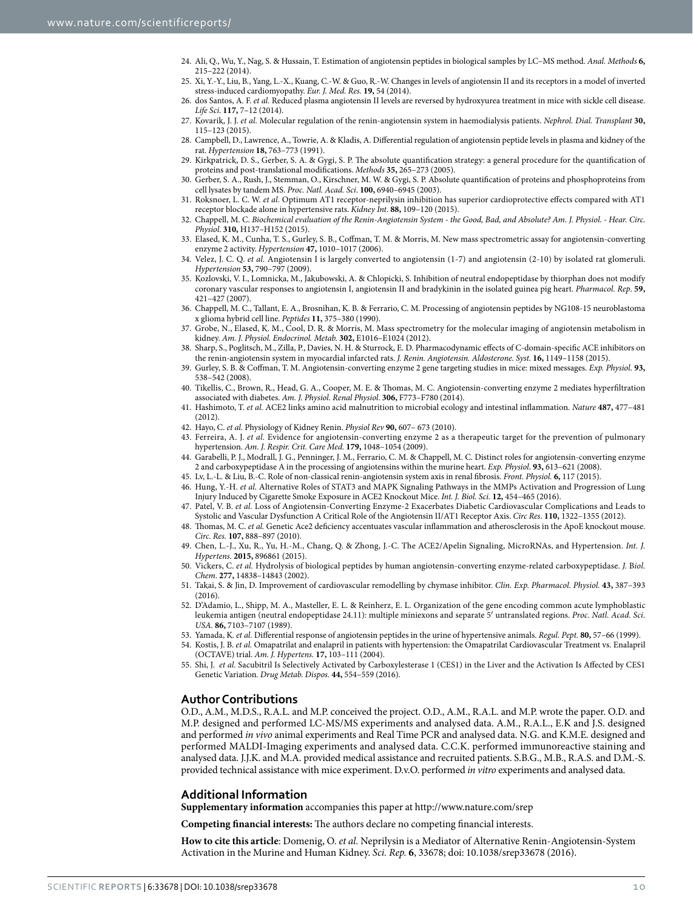24. Ali, Q., Wu, Y., Nag, S. & Hussain, T. Estimation of angiotensin peptides in biological samples by LC–MS method. *Anal. Methods* **6,** 215–222 (2014).
25. Xi, Y.-Y., Liu, B., Yang, L.-X., Kuang, C.-W. & Guo, R.-W. Changes in levels of angiotensin II and its receptors in a model of inverted stress-induced cardiomyopathy. *Eur. J. Med. Res.* **19,** 54 (2014).
26. dos Santos, A. F. *et al.* Reduced plasma angiotensin II levels are reversed by hydroxyurea treatment in mice with sickle cell disease. *Life Sci.* **117,** 7–12 (2014).
27. Kovarik, J. J. *et al.* Molecular regulation of the renin-angiotensin system in haemodialysis patients. *Nephrol. Dial. Transplant* **30,** 115–123 (2015).
28. Campbell, D., Lawrence, A., Towrie, A. & Kladis, A. Differential regulation of angiotensin peptide levels in plasma and kidney of the rat. *Hypertension* **18,** 763–773 (1991).
29. Kirkpatrick, D. S., Gerber, S. A. & Gygi, S. P. The absolute quantification strategy: a general procedure for the quantification of proteins and post-translational modifications. *Methods* **35,** 265–273 (2005).
30. Gerber, S. A., Rush, J., Stemman, O., Kirschner, M. W. & Gygi, S. P. Absolute quantification of proteins and phosphoproteins from cell lysates by tandem MS. *Proc. Natl. Acad. Sci.* **100,** 6940–6945 (2003).
31. Roksnoer, L. C. W. *et al.* Optimum AT1 receptor-neprilysin inhibition has superior cardioprotective effects compared with AT1 receptor blockade alone in hypertensive rats. *Kidney Int.* **88,** 109–120 (2015).
32. Chappell, M. C. *Biochemical evaluation of the Renin-Angiotensin System - the Good, Bad, and Absolute? Am. J. Physiol. - Hear. Circ. Physiol.* **310,** H137–H152 (2015).
33. Elased, K. M., Cunha, T. S., Gurley, S. B., Coffman, T. M. & Morris, M. New mass spectrometric assay for angiotensin-converting enzyme 2 activity. *Hypertension* **47,** 1010–1017 (2006).
34. Velez, J. C. Q. *et al.* Angiotensin I is largely converted to angiotensin (1-7) and angiotensin (2-10) by isolated rat glomeruli. *Hypertension* **53,** 790–797 (2009).
35. Kozlovski, V. I., Lomnicka, M., Jakubowski, A. & Chlopicki, S. Inhibition of neutral endopeptidase by thiorphan does not modify coronary vascular responses to angiotensin I, angiotensin II and bradykinin in the isolated guinea pig heart. *Pharmacol. Rep.* **59,** 421–427 (2007).
36. Chappell, M. C., Tallant, E. A., Brosnihan, K. B. & Ferrario, C. M. Processing of angiotensin peptides by NG108-15 neuroblastoma x glioma hybrid cell line. *Peptides* **11,** 375–380 (1990).
37. Grobe, N., Elased, K. M., Cool, D. R. & Morris, M. Mass spectrometry for the molecular imaging of angiotensin metabolism in kidney. *Am. J. Physiol. Endocrinol. Metab.* **302,** E1016–E1024 (2012).
38. Sharp, S., Poglitsch, M., Zilla, P., Davies, N. H. & Sturrock, E. D. Pharmacodynamic effects of C-domain-specific ACE inhibitors on the renin-angiotensin system in myocardial infarcted rats. *J. Renin. Angiotensin. Aldosterone. Syst.* **16,** 1149–1158 (2015).
39. Gurley, S. B. & Coffman, T. M. Angiotensin-converting enzyme 2 gene targeting studies in mice: mixed messages. *Exp. Physiol.* **93,** 538–542 (2008).
40. Tikellis, C., Brown, R., Head, G. A., Cooper, M. E. & Thomas, M. C. Angiotensin-converting enzyme 2 mediates hyperfiltration associated with diabetes. *Am. J. Physiol. Renal Physiol.* **306,** F773–F780 (2014).
41. Hashimoto, T. *et al.* ACE2 links amino acid malnutrition to microbial ecology and intestinal inflammation. *Nature* **487,** 477–481 (2012).
42. Hayo, C. *et al.* Physiology of Kidney Renin. *Physiol Rev* **90,** 607– 673 (2010).
43. Ferreira, A. J. *et al.* Evidence for angiotensin-converting enzyme 2 as a therapeutic target for the prevention of pulmonary hypertension. *Am. J. Respir. Crit. Care Med.* **179,** 1048–1054 (2009).
44. Garabelli, P. J., Modrall, J. G., Penninger, J. M., Ferrario, C. M. & Chappell, M. C. Distinct roles for angiotensin-converting enzyme 2 and carboxypeptidase A in the processing of angiotensins within the murine heart. *Exp. Physiol.* **93,** 613–621 (2008).
45. Lv, L.-L. & Liu, B.-C. Role of non-classical renin-angiotensin system axis in renal fibrosis. *Front. Physiol.* **6,** 117 (2015).
46. Hung, Y.-H. *et al.* Alternative Roles of STAT3 and MAPK Signaling Pathways in the MMPs Activation and Progression of Lung Injury Induced by Cigarette Smoke Exposure in ACE2 Knockout Mice. *Int. J. Biol. Sci.* **12,** 454–465 (2016).
47. Patel, V. B. *et al.* Loss of Angiotensin-Converting Enzyme-2 Exacerbates Diabetic Cardiovascular Complications and Leads to Systolic and Vascular Dysfunction A Critical Role of the Angiotensin II/AT1 Receptor Axis. *Circ Res.* **110,** 1322–1355 (2012).
48. Thomas, M. C. *et al.* Genetic Ace2 deficiency accentuates vascular inflammation and atherosclerosis in the ApoE knockout mouse. *Circ. Res.* **107,** 888–897 (2010).
49. Chen, L.-J., Xu, R., Yu, H.-M., Chang, Q. & Zhong, J.-C. The ACE2/Apelin Signaling, MicroRNAs, and Hypertension. *Int. J. Hypertens.* **2015,** 896861 (2015).
50. Vickers, C. *et al.* Hydrolysis of biological peptides by human angiotensin-converting enzyme-related carboxypeptidase. *J. Biol. Chem.* **277,** 14838–14843 (2002).
51. Takai, S. & Jin, D. Improvement of cardiovascular remodelling by chymase inhibitor. *Clin. Exp. Pharmacol. Physiol.* **43,** 387–393 (2016).
52. D'Adamio, L., Shipp, M. A., Masteller, E. L. & Reinherz, E. L. Organization of the gene encoding common acute lymphoblastic leukemia antigen (neutral endopeptidase 24.11): multiple miniexons and separate 5′ untranslated regions. *Proc. Natl. Acad. Sci. USA.* **86,** 7103–7107 (1989).
53. Yamada, K. *et al.* Differential response of angiotensin peptides in the urine of hypertensive animals. *Regul. Pept.* **80,** 57–66 (1999).
54. Kostis, J. B. *et al.* Omapatrilat and enalapril in patients with hypertension: the Omapatrilat Cardiovascular Treatment vs. Enalapril (OCTAVE) trial. *Am. J. Hypertens.* **17,** 103–111 (2004).
55. Shi, J. *et al.* Sacubitril Is Selectively Activated by Carboxylesterase 1 (CES1) in the Liver and the Activation Is Affected by CES1 Genetic Variation. *Drug Metab. Dispos.* **44,** 554–559 (2016).

## Author Contributions

O.D., A.M., M.D.S., R.A.L. and M.P. conceived the project. O.D., A.M., R.A.L. and M.P. wrote the paper. O.D. and M.P. designed and performed LC-MS/MS experiments and analysed data. A.M., R.A.L., E.K and J.S. designed and performed *in vivo* animal experiments and Real Time PCR and analysed data. N.G. and K.M.E. designed and performed MALDI-Imaging experiments and analysed data. C.C.K. performed immunoreactive staining and analysed data. J.J.K. and M.A. provided medical assistance and recruited patients. S.B.G., M.B., R.A.S. and D.M.-S. provided technical assistance with mice experiment. D.v.O. performed *in vitro* experiments and analysed data.

## Additional Information

**Supplementary information** accompanies this paper at http://www.nature.com/srep

**Competing financial interests:** The authors declare no competing financial interests.

**How to cite this article**: Domenig, O. *et al.* Neprilysin is a Mediator of Alternative Renin-Angiotensin-System Activation in the Murine and Human Kidney. *Sci. Rep.* **6**, 33678; doi: 10.1038/srep33678 (2016).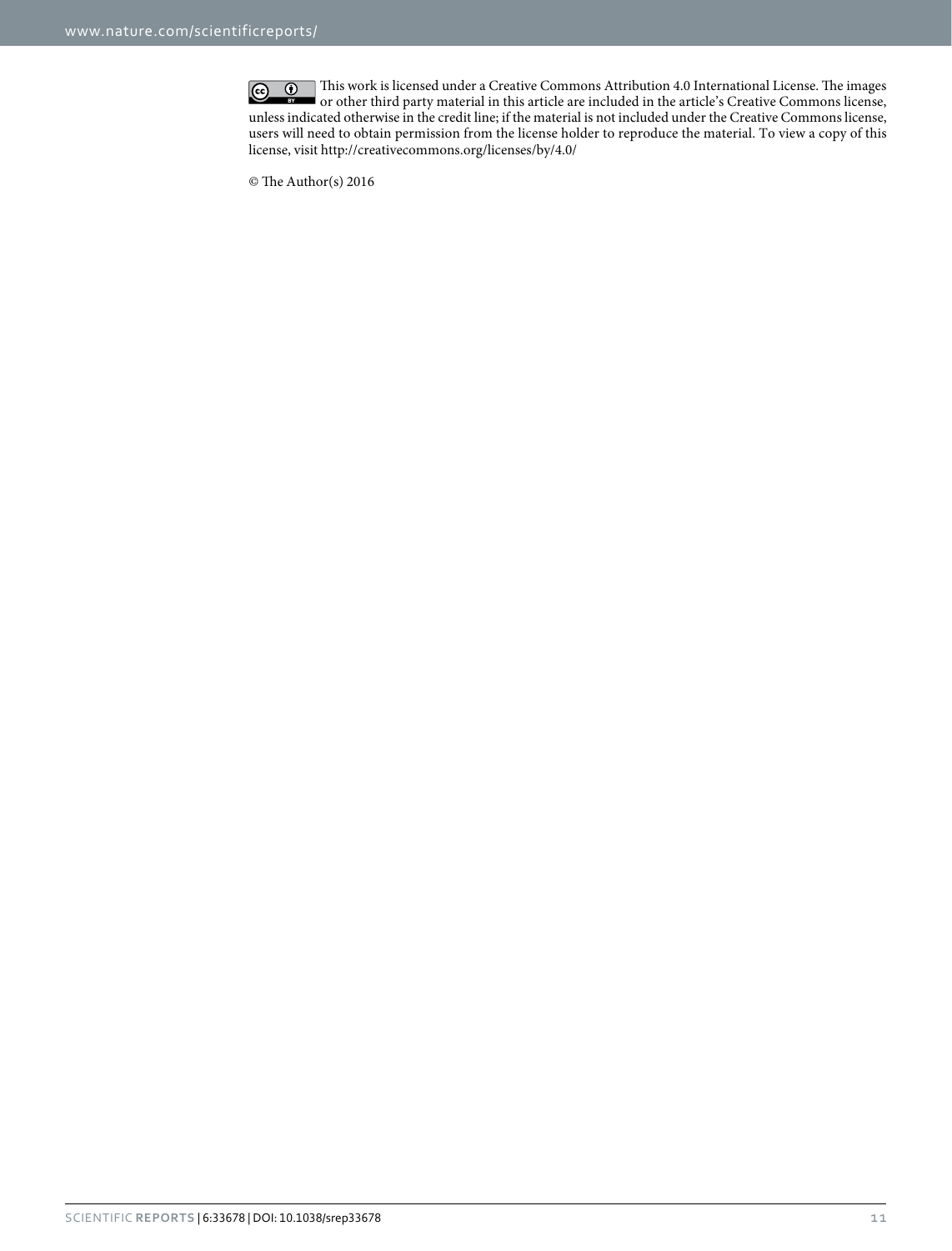This work is licensed under a Creative Commons Attribution 4.0 International License. The images or other third party material in this article are included in the article's Creative Commons license, unless indicated otherwise in the credit line; if the material is not included under the Creative Commons license, users will need to obtain permission from the license holder to reproduce the material. To view a copy of this license, visit http://creativecommons.org/licenses/by/4.0/

© The Author(s) 2016